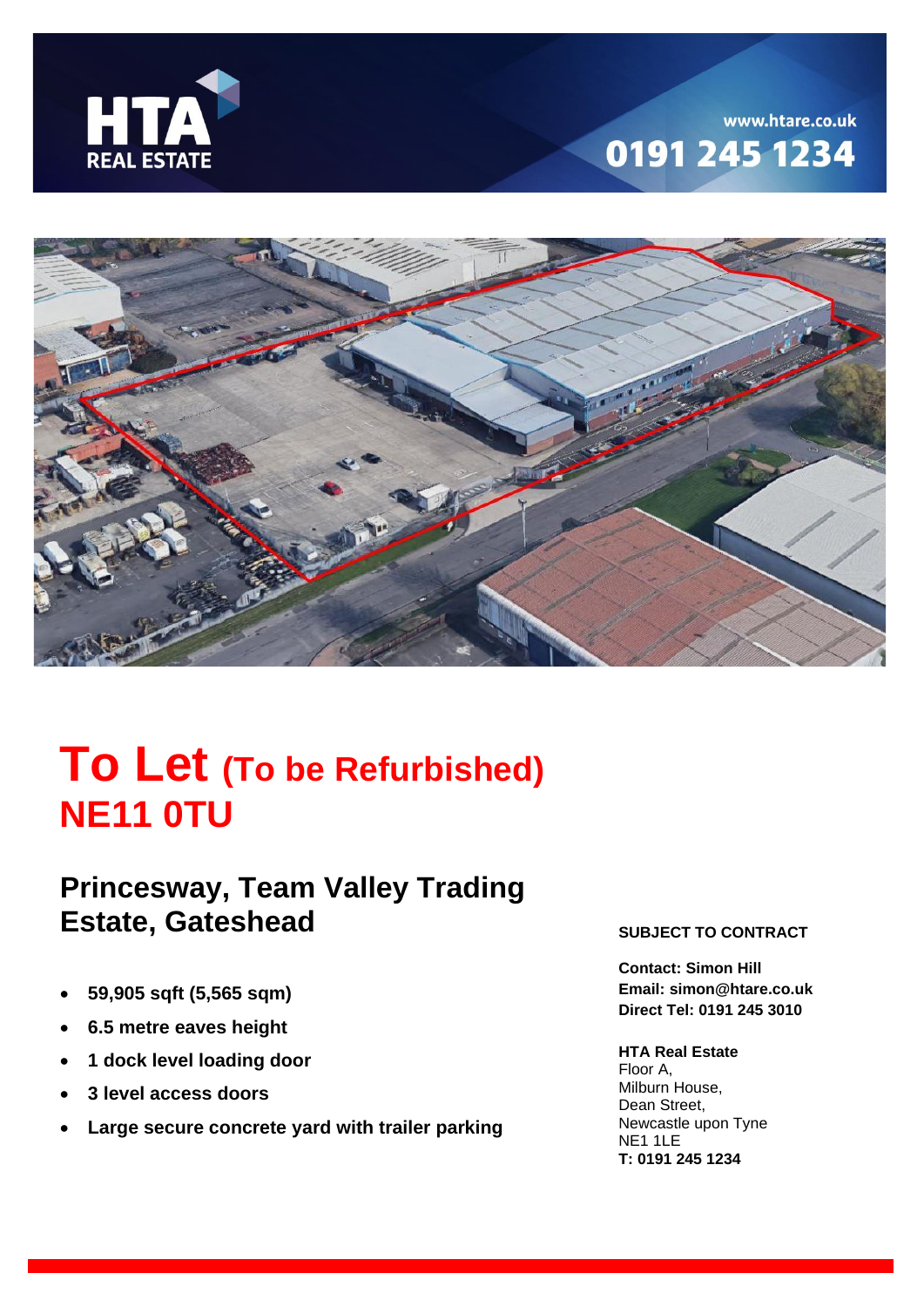HTA REAL ESTATE

www.htare.co.uk

0191 245 1234

# To Let (To be Refurbished)
# NE11 0TU

## Princesway, Team Valley Trading Estate, Gateshead

- **59,905 sqft (5,565 sqm)**
- **6.5 metre eaves height**
- **1 dock level loading door**
- **3 level access doors**
- **Large secure concrete yard with trailer parking**

**SUBJECT TO CONTRACT**

**Contact: Simon Hill**
**Email: simon@htare.co.uk**
**Direct Tel: 0191 245 3010**

**HTA Real Estate**
Floor A,
Milburn House,
Dean Street,
Newcastle upon Tyne
NE1 1LE
**T: 0191 245 1234**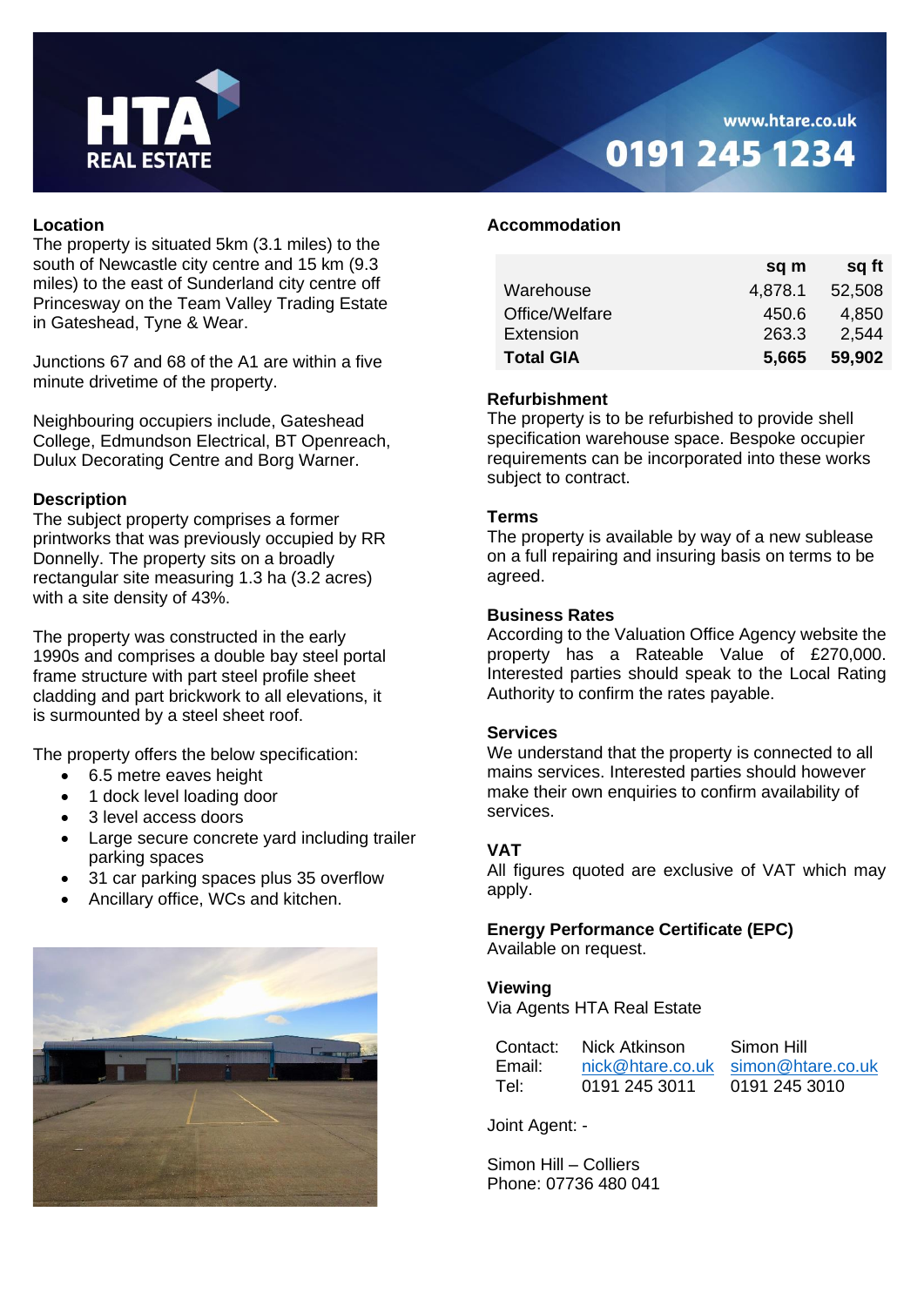HTA REAL ESTATE

www.htare.co.uk

0191 245 1234

## Location

The property is situated 5km (3.1 miles) to the south of Newcastle city centre and 15 km (9.3 miles) to the east of Sunderland city centre off Princesway on the Team Valley Trading Estate in Gateshead, Tyne & Wear.

Junctions 67 and 68 of the A1 are within a five minute drivetime of the property.

Neighbouring occupiers include, Gateshead College, Edmundson Electrical, BT Openreach, Dulux Decorating Centre and Borg Warner.

## Description

The subject property comprises a former printworks that was previously occupied by RR Donnelly. The property sits on a broadly rectangular site measuring 1.3 ha (3.2 acres) with a site density of 43%.

The property was constructed in the early 1990s and comprises a double bay steel portal frame structure with part steel profile sheet cladding and part brickwork to all elevations, it is surmounted by a steel sheet roof.

The property offers the below specification:

- 6.5 metre eaves height
- 1 dock level loading door
- 3 level access doors
- Large secure concrete yard including trailer parking spaces
- 31 car parking spaces plus 35 overflow
- Ancillary office, WCs and kitchen.

## Accommodation

| | sq m | sq ft |
|---|---|---|
| Warehouse | 4,878.1 | 52,508 |
| Office/Welfare | 450.6 | 4,850 |
| Extension | 263.3 | 2,544 |
| **Total GIA** | **5,665** | **59,902** |

## Refurbishment

The property is to be refurbished to provide shell specification warehouse space. Bespoke occupier requirements can be incorporated into these works subject to contract.

## Terms

The property is available by way of a new sublease on a full repairing and insuring basis on terms to be agreed.

## Business Rates

According to the Valuation Office Agency website the property has a Rateable Value of £270,000. Interested parties should speak to the Local Rating Authority to confirm the rates payable.

## Services

We understand that the property is connected to all mains services. Interested parties should however make their own enquiries to confirm availability of services.

## VAT

All figures quoted are exclusive of VAT which may apply.

## Energy Performance Certificate (EPC)

Available on request.

## Viewing

Via Agents HTA Real Estate

| Contact: | Nick Atkinson | Simon Hill |
|---|---|---|
| Email: | nick@htare.co.uk | simon@htare.co.uk |
| Tel: | 0191 245 3011 | 0191 245 3010 |

Joint Agent: -

Simon Hill – Colliers
Phone: 07736 480 041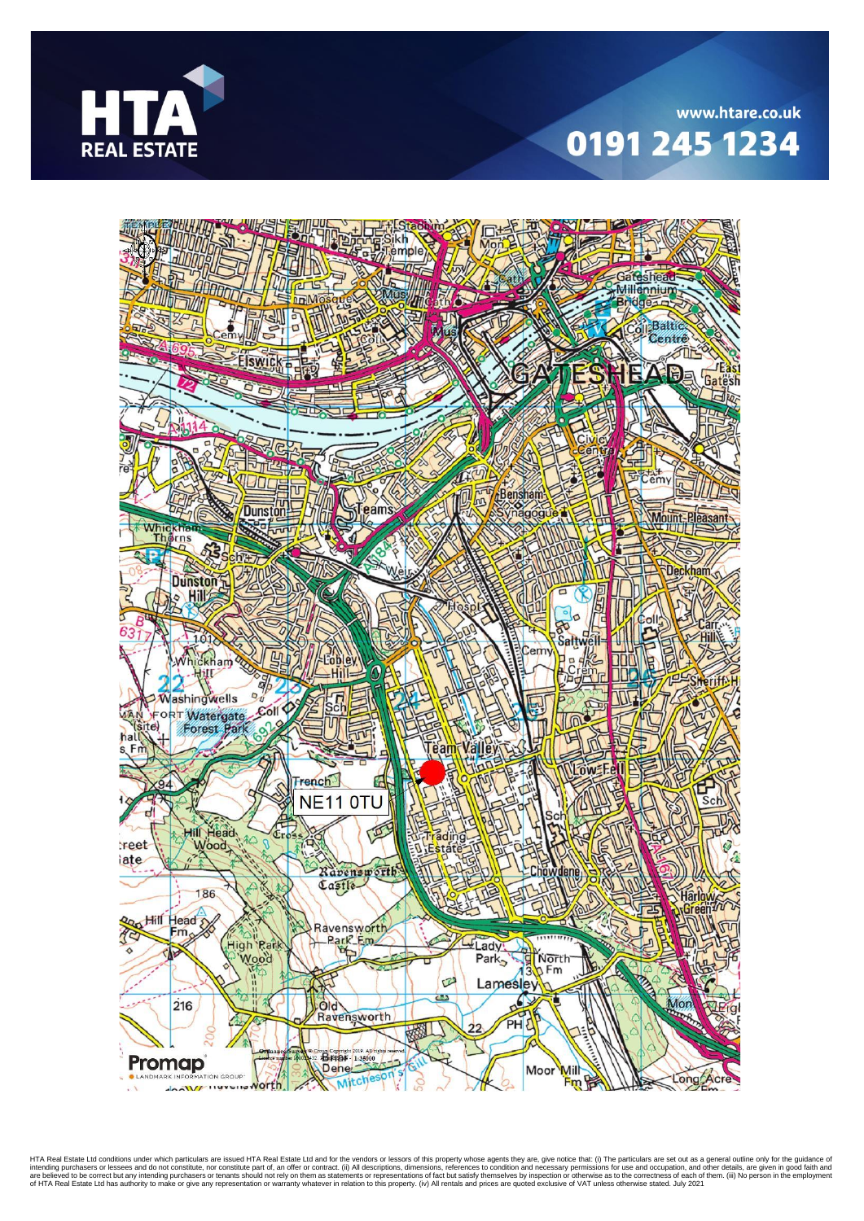HTA REAL ESTATE

www.htare.co.uk

0191 245 1234

NE11 0TU

HTA Real Estate Ltd conditions under which particulars are issued HTA Real Estate Ltd and for the vendors or lessors of this property whose agents they are, give notice that: (i) The particulars are set out as a general outline only for the guidance of intending purchasers or lessees and do not constitute, nor constitute part of, an offer or contract. (ii) All descriptions, dimensions, references to condition and necessary permissions for use and occupation, and other details, are given in good faith and are believed to be correct but any intending purchasers or tenants should not rely on them as statements or representations of fact but satisfy themselves by inspection or otherwise as to the correctness of each of them. (iii) No person in the employment of HTA Real Estate Ltd has authority to make or give any representation or warranty whatever in relation to this property. (iv) All rentals and prices are quoted exclusive of VAT unless otherwise stated. July 2021